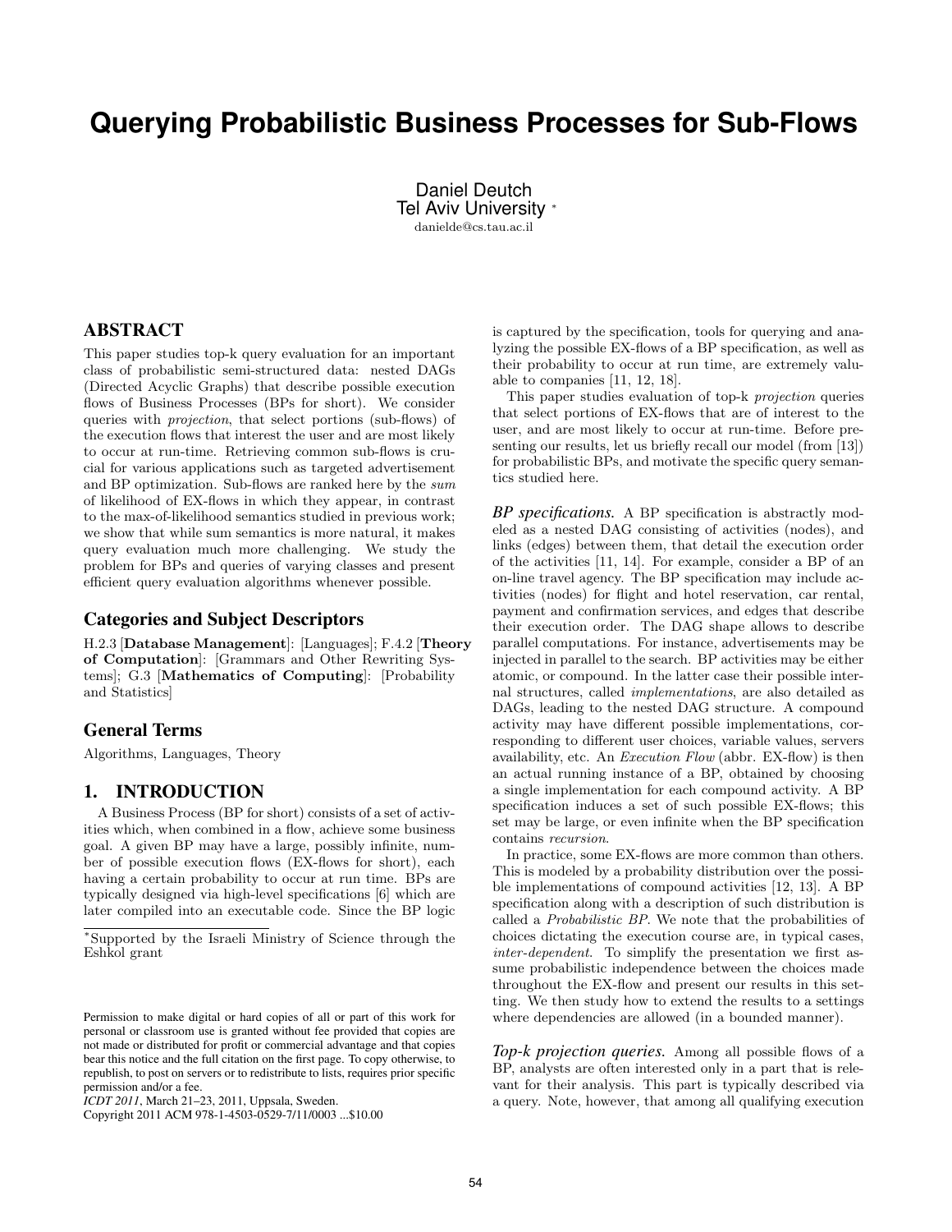# Querying Probabilistic Business Processes for Sub-Flows

Daniel Deutch
Tel Aviv University *
danielde@cs.tau.ac.il

## ABSTRACT

This paper studies top-k query evaluation for an important class of probabilistic semi-structured data: nested DAGs (Directed Acyclic Graphs) that describe possible execution flows of Business Processes (BPs for short). We consider queries with *projection*, that select portions (sub-flows) of the execution flows that interest the user and are most likely to occur at run-time. Retrieving common sub-flows is crucial for various applications such as targeted advertisement and BP optimization. Sub-flows are ranked here by the *sum* of likelihood of EX-flows in which they appear, in contrast to the max-of-likelihood semantics studied in previous work; we show that while sum semantics is more natural, it makes query evaluation much more challenging. We study the problem for BPs and queries of varying classes and present efficient query evaluation algorithms whenever possible.

### Categories and Subject Descriptors

H.2.3 [**Database Management**]: [Languages]; F.4.2 [**Theory of Computation**]: [Grammars and Other Rewriting Systems]; G.3 [**Mathematics of Computing**]: [Probability and Statistics]

### General Terms

Algorithms, Languages, Theory

## 1. INTRODUCTION

A Business Process (BP for short) consists of a set of activities which, when combined in a flow, achieve some business goal. A given BP may have a large, possibly infinite, number of possible execution flows (EX-flows for short), each having a certain probability to occur at run time. BPs are typically designed via high-level specifications [6] which are later compiled into an executable code. Since the BP logic is captured by the specification, tools for querying and analyzing the possible EX-flows of a BP specification, as well as their probability to occur at run time, are extremely valuable to companies [11, 12, 18].

This paper studies evaluation of top-k *projection* queries that select portions of EX-flows that are of interest to the user, and are most likely to occur at run-time. Before presenting our results, let us briefly recall our model (from [13]) for probabilistic BPs, and motivate the specific query semantics studied here.

***BP specifications.*** A BP specification is abstractly modeled as a nested DAG consisting of activities (nodes), and links (edges) between them, that detail the execution order of the activities [11, 14]. For example, consider a BP of an on-line travel agency. The BP specification may include activities (nodes) for flight and hotel reservation, car rental, payment and confirmation services, and edges that describe their execution order. The DAG shape allows to describe parallel computations. For instance, advertisements may be injected in parallel to the search. BP activities may be either atomic, or compound. In the latter case their possible internal structures, called *implementations*, are also detailed as DAGs, leading to the nested DAG structure. A compound activity may have different possible implementations, corresponding to different user choices, variable values, servers availability, etc. An *Execution Flow* (abbr. EX-flow) is then an actual running instance of a BP, obtained by choosing a single implementation for each compound activity. A BP specification induces a set of such possible EX-flows; this set may be large, or even infinite when the BP specification contains *recursion*.

In practice, some EX-flows are more common than others. This is modeled by a probability distribution over the possible implementations of compound activities [12, 13]. A BP specification along with a description of such distribution is called a *Probabilistic BP*. We note that the probabilities of choices dictating the execution course are, in typical cases, *inter-dependent*. To simplify the presentation we first assume probabilistic independence between the choices made throughout the EX-flow and present our results in this setting. We then study how to extend the results to a settings where dependencies are allowed (in a bounded manner).

***Top-k projection queries.*** Among all possible flows of a BP, analysts are often interested only in a part that is relevant for their analysis. This part is typically described via a query. Note, however, that among all qualifying execution

*Supported by the Israeli Ministry of Science through the Eshkol grant

Permission to make digital or hard copies of all or part of this work for personal or classroom use is granted without fee provided that copies are not made or distributed for profit or commercial advantage and that copies bear this notice and the full citation on the first page. To copy otherwise, to republish, to post on servers or to redistribute to lists, requires prior specific permission and/or a fee.
*ICDT 2011*, March 21–23, 2011, Uppsala, Sweden.
Copyright 2011 ACM 978-1-4503-0529-7/11/0003 ...$10.00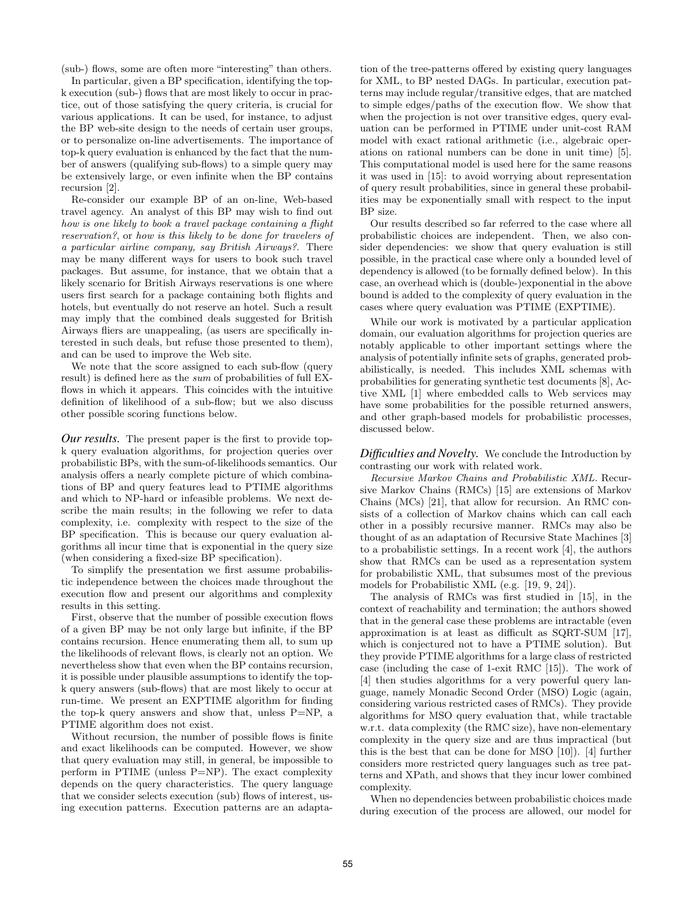(sub-) flows, some are often more "interesting" than others.

In particular, given a BP specification, identifying the top-k execution (sub-) flows that are most likely to occur in practice, out of those satisfying the query criteria, is crucial for various applications. It can be used, for instance, to adjust the BP web-site design to the needs of certain user groups, or to personalize on-line advertisements. The importance of top-k query evaluation is enhanced by the fact that the number of answers (qualifying sub-flows) to a simple query may be extensively large, or even infinite when the BP contains recursion [2].

Re-consider our example BP of an on-line, Web-based travel agency. An analyst of this BP may wish to find out *how is one likely to book a travel package containing a flight reservation?*, or *how is this likely to be done for travelers of a particular airline company, say British Airways?*. There may be many different ways for users to book such travel packages. But assume, for instance, that we obtain that a likely scenario for British Airways reservations is one where users first search for a package containing both flights and hotels, but eventually do not reserve an hotel. Such a result may imply that the combined deals suggested for British Airways fliers are unappealing, (as users are specifically interested in such deals, but refuse those presented to them), and can be used to improve the Web site.

We note that the score assigned to each sub-flow (query result) is defined here as the *sum* of probabilities of full EX-flows in which it appears. This coincides with the intuitive definition of likelihood of a sub-flow; but we also discuss other possible scoring functions below.

***Our results.*** The present paper is the first to provide top-k query evaluation algorithms, for projection queries over probabilistic BPs, with the sum-of-likelihoods semantics. Our analysis offers a nearly complete picture of which combinations of BP and query features lead to PTIME algorithms and which to NP-hard or infeasible problems. We next describe the main results; in the following we refer to data complexity, i.e. complexity with respect to the size of the BP specification. This is because our query evaluation algorithms all incur time that is exponential in the query size (when considering a fixed-size BP specification).

To simplify the presentation we first assume probabilistic independence between the choices made throughout the execution flow and present our algorithms and complexity results in this setting.

First, observe that the number of possible execution flows of a given BP may be not only large but infinite, if the BP contains recursion. Hence enumerating them all, to sum up the likelihoods of relevant flows, is clearly not an option. We nevertheless show that even when the BP contains recursion, it is possible under plausible assumptions to identify the top-k query answers (sub-flows) that are most likely to occur at run-time. We present an EXPTIME algorithm for finding the top-k query answers and show that, unless P=NP, a PTIME algorithm does not exist.

Without recursion, the number of possible flows is finite and exact likelihoods can be computed. However, we show that query evaluation may still, in general, be impossible to perform in PTIME (unless P=NP). The exact complexity depends on the query characteristics. The query language that we consider selects execution (sub) flows of interest, using execution patterns. Execution patterns are an adaptation of the tree-patterns offered by existing query languages for XML, to BP nested DAGs. In particular, execution patterns may include regular/transitive edges, that are matched to simple edges/paths of the execution flow. We show that when the projection is not over transitive edges, query evaluation can be performed in PTIME under unit-cost RAM model with exact rational arithmetic (i.e., algebraic operations on rational numbers can be done in unit time) [5]. This computational model is used here for the same reasons it was used in [15]: to avoid worrying about representation of query result probabilities, since in general these probabilities may be exponentially small with respect to the input BP size.

Our results described so far referred to the case where all probabilistic choices are independent. Then, we also consider dependencies: we show that query evaluation is still possible, in the practical case where only a bounded level of dependency is allowed (to be formally defined below). In this case, an overhead which is (double-)exponential in the above bound is added to the complexity of query evaluation in the cases where query evaluation was PTIME (EXPTIME).

While our work is motivated by a particular application domain, our evaluation algorithms for projection queries are notably applicable to other important settings where the analysis of potentially infinite sets of graphs, generated probabilistically, is needed. This includes XML schemas with probabilities for generating synthetic test documents [8], Active XML [1] where embedded calls to Web services may have some probabilities for the possible returned answers, and other graph-based models for probabilistic processes, discussed below.

***Difficulties and Novelty.*** We conclude the Introduction by contrasting our work with related work.

*Recursive Markov Chains and Probabilistic XML.* Recursive Markov Chains (RMCs) [15] are extensions of Markov Chains (MCs) [21], that allow for recursion. An RMC consists of a collection of Markov chains which can call each other in a possibly recursive manner. RMCs may also be thought of as an adaptation of Recursive State Machines [3] to a probabilistic settings. In a recent work [4], the authors show that RMCs can be used as a representation system for probabilistic XML, that subsumes most of the previous models for Probabilistic XML (e.g. [19, 9, 24]).

The analysis of RMCs was first studied in [15], in the context of reachability and termination; the authors showed that in the general case these problems are intractable (even approximation is at least as difficult as SQRT-SUM [17], which is conjectured not to have a PTIME solution). But they provide PTIME algorithms for a large class of restricted case (including the case of 1-exit RMC [15]). The work of [4] then studies algorithms for a very powerful query language, namely Monadic Second Order (MSO) Logic (again, considering various restricted cases of RMCs). They provide algorithms for MSO query evaluation that, while tractable w.r.t. data complexity (the RMC size), have non-elementary complexity in the query size and are thus impractical (but this is the best that can be done for MSO [10]). [4] further considers more restricted query languages such as tree patterns and XPath, and shows that they incur lower combined complexity.

When no dependencies between probabilistic choices made during execution of the process are allowed, our model for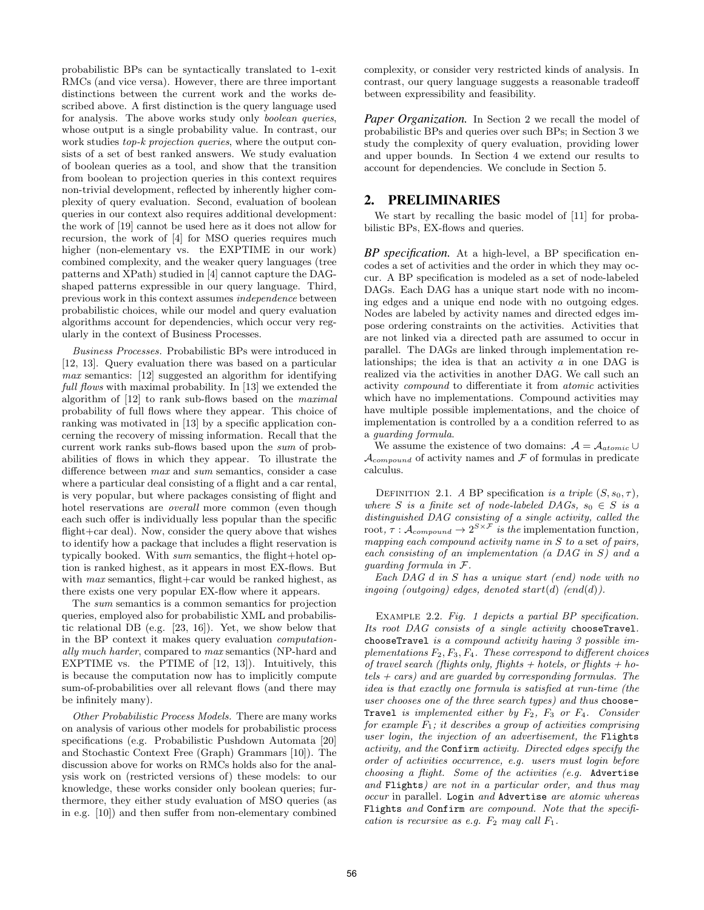probabilistic BPs can be syntactically translated to 1-exit RMCs (and vice versa). However, there are three important distinctions between the current work and the works described above. A first distinction is the query language used for analysis. The above works study only *boolean queries*, whose output is a single probability value. In contrast, our work studies *top-k projection queries*, where the output consists of a set of best ranked answers. We study evaluation of boolean queries as a tool, and show that the transition from boolean to projection queries in this context requires non-trivial development, reflected by inherently higher complexity of query evaluation. Second, evaluation of boolean queries in our context also requires additional development: the work of [19] cannot be used here as it does not allow for recursion, the work of [4] for MSO queries requires much higher (non-elementary vs. the EXPTIME in our work) combined complexity, and the weaker query languages (tree patterns and XPath) studied in [4] cannot capture the DAG-shaped patterns expressible in our query language. Third, previous work in this context assumes *independence* between probabilistic choices, while our model and query evaluation algorithms account for dependencies, which occur very regularly in the context of Business Processes.

*Business Processes.* Probabilistic BPs were introduced in [12, 13]. Query evaluation there was based on a particular *max* semantics: [12] suggested an algorithm for identifying *full flows* with maximal probability. In [13] we extended the algorithm of [12] to rank sub-flows based on the *maximal* probability of full flows where they appear. This choice of ranking was motivated in [13] by a specific application concerning the recovery of missing information. Recall that the current work ranks sub-flows based upon the *sum* of probabilities of flows in which they appear. To illustrate the difference between *max* and *sum* semantics, consider a case where a particular deal consisting of a flight and a car rental, is very popular, but where packages consisting of flight and hotel reservations are *overall* more common (even though each such offer is individually less popular than the specific flight+car deal). Now, consider the query above that wishes to identify how a package that includes a flight reservation is typically booked. With *sum* semantics, the flight+hotel option is ranked highest, as it appears in most EX-flows. But with *max* semantics, flight+car would be ranked highest, as there exists one very popular EX-flow where it appears.

The *sum* semantics is a common semantics for projection queries, employed also for probabilistic XML and probabilistic relational DB (e.g. [23, 16]). Yet, we show below that in the BP context it makes query evaluation *computationally much harder*, compared to *max* semantics (NP-hard and EXPTIME vs. the PTIME of [12, 13]). Intuitively, this is because the computation now has to implicitly compute sum-of-probabilities over all relevant flows (and there may be infinitely many).

*Other Probabilistic Process Models.* There are many works on analysis of various other models for probabilistic process specifications (e.g. Probabilistic Pushdown Automata [20] and Stochastic Context Free (Graph) Grammars [10]). The discussion above for works on RMCs holds also for the analysis work on (restricted versions of) these models: to our knowledge, these works consider only boolean queries; furthermore, they either study evaluation of MSO queries (as in e.g. [10]) and then suffer from non-elementary combined complexity, or consider very restricted kinds of analysis. In contrast, our query language suggests a reasonable tradeoff between expressibility and feasibility.

***Paper Organization.*** In Section 2 we recall the model of probabilistic BPs and queries over such BPs; in Section 3 we study the complexity of query evaluation, providing lower and upper bounds. In Section 4 we extend our results to account for dependencies. We conclude in Section 5.

## 2. PRELIMINARIES

We start by recalling the basic model of [11] for probabilistic BPs, EX-flows and queries.

***BP specification.*** At a high-level, a BP specification encodes a set of activities and the order in which they may occur. A BP specification is modeled as a set of node-labeled DAGs. Each DAG has a unique start node with no incoming edges and a unique end node with no outgoing edges. Nodes are labeled by activity names and directed edges impose ordering constraints on the activities. Activities that are not linked via a directed path are assumed to occur in parallel. The DAGs are linked through implementation relationships; the idea is that an activity $a$ in one DAG is realized via the activities in another DAG. We call such an activity *compound* to differentiate it from *atomic* activities which have no implementations. Compound activities may have multiple possible implementations, and the choice of implementation is controlled by a a condition referred to as a *guarding formula*.

We assume the existence of two domains: $\mathcal{A} = \mathcal{A}_{atomic} \cup \mathcal{A}_{compound}$ of activity names and $\mathcal{F}$ of formulas in predicate calculus.

Definition 2.1. *A BP specification is a triple $(S, s_0, \tau)$, where $S$ is a finite set of node-labeled DAGs, $s_0 \in S$ is a distinguished DAG consisting of a single activity, called the* root*, $\tau : \mathcal{A}_{compound} \rightarrow 2^{S \times \mathcal{F}}$ is the* implementation function*, mapping each compound activity name in $S$ to a* set *of pairs, each consisting of an implementation (a DAG in $S$) and a guarding formula in $\mathcal{F}$.*

*Each DAG $d$ in $S$ has a unique start (end) node with no ingoing (outgoing) edges, denoted $start(d)$ $(end(d))$.*

Example 2.2. *Fig. 1 depicts a partial BP specification. Its root DAG consists of a single activity* `chooseTravel`*.* `chooseTravel` *is a compound activity having 3 possible implementations $F_2, F_3, F_4$. These correspond to different choices of travel search (flights only, flights + hotels, or flights + hotels + cars) and are guarded by corresponding formulas. The idea is that exactly one formula is satisfied at run-time (the user chooses one of the three search types) and thus* `chooseTravel` *is implemented either by $F_2$, $F_3$ or $F_4$. Consider for example $F_1$; it describes a group of activities comprising user login, the injection of an advertisement, the* `Flights` *activity, and the* `Confirm` *activity. Directed edges specify the order of activities occurrence, e.g. users must login before choosing a flight. Some of the activities (e.g.* `Advertise` *and* `Flights`*) are not in a particular order, and thus may occur* in parallel. `Login` *and* `Advertise` *are atomic whereas* `Flights` *and* `Confirm` *are compound. Note that the specification is recursive as e.g. $F_2$ may call $F_1$.*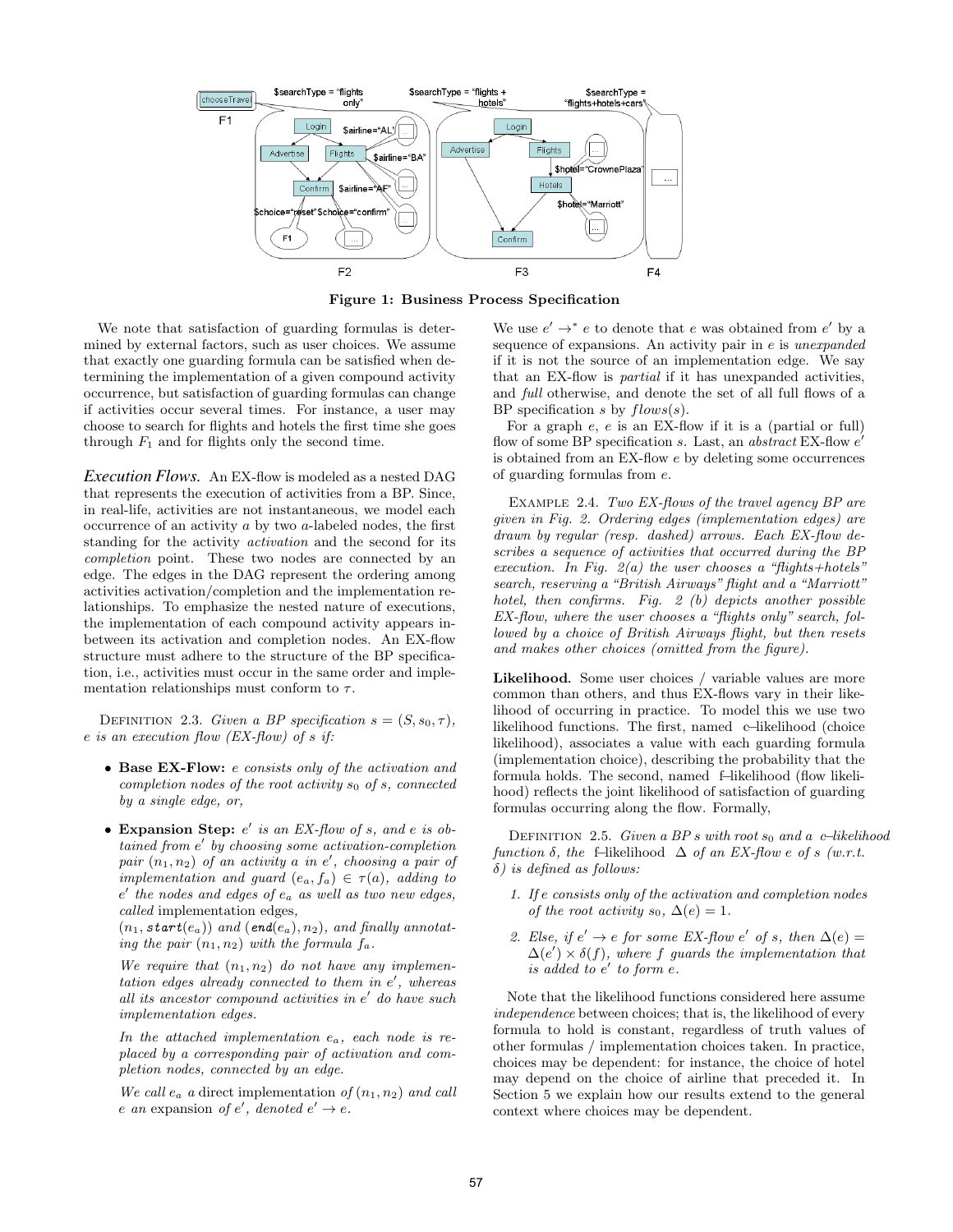Figure 1: Business Process Specification

We note that satisfaction of guarding formulas is determined by external factors, such as user choices. We assume that exactly one guarding formula can be satisfied when determining the implementation of a given compound activity occurrence, but satisfaction of guarding formulas can change if activities occur several times. For instance, a user may choose to search for flights and hotels the first time she goes through $F_1$ and for flights only the second time.

***Execution Flows.*** An EX-flow is modeled as a nested DAG that represents the execution of activities from a BP. Since, in real-life, activities are not instantaneous, we model each occurrence of an activity $a$ by two $a$-labeled nodes, the first standing for the activity *activation* and the second for its *completion* point. These two nodes are connected by an edge. The edges in the DAG represent the ordering among activities activation/completion and the implementation relationships. To emphasize the nested nature of executions, the implementation of each compound activity appears in-between its activation and completion nodes. An EX-flow structure must adhere to the structure of the BP specification, i.e., activities must occur in the same order and implementation relationships must conform to $\tau$.

Definition 2.3. *Given a BP specification $s = (S, s_0, \tau)$, e is an execution flow (EX-flow) of s if:*

- **Base EX-Flow:** *e consists only of the activation and completion nodes of the root activity $s_0$ of s, connected by a single edge, or,*
- **Expansion Step:** *$e'$ is an EX-flow of s, and e is obtained from $e'$ by choosing some activation-completion pair $(n_1, n_2)$ of an activity a in $e'$, choosing a pair of implementation and guard $(e_a, f_a) \in \tau(a)$, adding to $e'$ the nodes and edges of $e_a$ as well as two new edges, called* implementation edges*,*
  *$(n_1, \textbf{\textit{start}}(e_a))$ and $(\textbf{\textit{end}}(e_a), n_2)$, and finally annotating the pair $(n_1, n_2)$ with the formula $f_a$.*

  *We require that $(n_1, n_2)$ do not have any implementation edges already connected to them in $e'$, whereas all its ancestor compound activities in $e'$ do have such implementation edges.*

  *In the attached implementation $e_a$, each node is replaced by a corresponding pair of activation and completion nodes, connected by an edge.*

  *We call $e_a$ a* direct implementation *of $(n_1, n_2)$ and call e an* expansion *of $e'$, denoted $e' \rightarrow e$.*

We use $e' \rightarrow^* e$ to denote that $e$ was obtained from $e'$ by a sequence of expansions. An activity pair in $e$ is *unexpanded* if it is not the source of an implementation edge. We say that an EX-flow is *partial* if it has unexpanded activities, and *full* otherwise, and denote the set of all full flows of a BP specification $s$ by $flows(s)$.

For a graph $e$, $e$ is an EX-flow if it is a (partial or full) flow of some BP specification $s$. Last, an *abstract* EX-flow $e'$ is obtained from an EX-flow $e$ by deleting some occurrences of guarding formulas from $e$.

Example 2.4. *Two EX-flows of the travel agency BP are given in Fig. 2. Ordering edges (implementation edges) are drawn by regular (resp. dashed) arrows. Each EX-flow describes a sequence of activities that occurred during the BP execution. In Fig. 2(a) the user chooses a "flights+hotels" search, reserving a "British Airways" flight and a "Marriott" hotel, then confirms. Fig. 2 (b) depicts another possible EX-flow, where the user chooses a "flights only" search, followed by a choice of British Airways flight, but then resets and makes other choices (omitted from the figure).*

**Likelihood.** Some user choices / variable values are more common than others, and thus EX-flows vary in their likelihood of occurring in practice. To model this we use two likelihood functions. The first, named c–likelihood (choice likelihood), associates a value with each guarding formula (implementation choice), describing the probability that the formula holds. The second, named f–likelihood (flow likelihood) reflects the joint likelihood of satisfaction of guarding formulas occurring along the flow. Formally,

Definition 2.5. *Given a BP s with root $s_0$ and a c–likelihood function $\delta$, the* f–likelihood *$\Delta$ of an EX-flow e of s (w.r.t. $\delta$) is defined as follows:*

1. *If e consists only of the activation and completion nodes of the root activity $s_0$, $\Delta(e) = 1$.*
2. *Else, if $e' \rightarrow e$ for some EX-flow $e'$ of s, then $\Delta(e) = \Delta(e') \times \delta(f)$, where f guards the implementation that is added to $e'$ to form e.*

Note that the likelihood functions considered here assume *independence* between choices; that is, the likelihood of every formula to hold is constant, regardless of truth values of other formulas / implementation choices taken. In practice, choices may be dependent: for instance, the choice of hotel may depend on the choice of airline that preceded it. In Section 5 we explain how our results extend to the general context where choices may be dependent.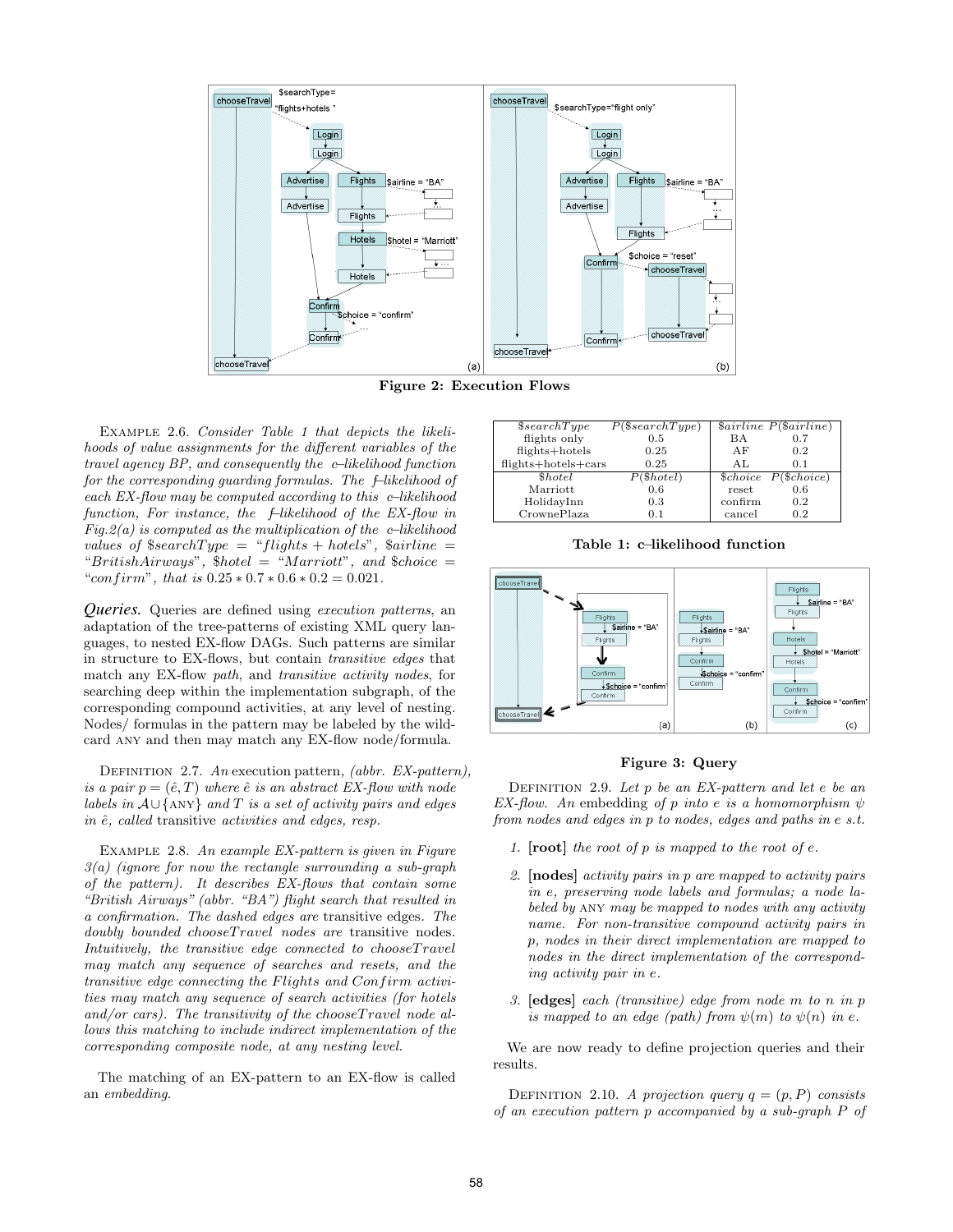Figure 2: Execution Flows

EXAMPLE 2.6. *Consider Table 1 that depicts the likelihoods of value assignments for the different variables of the travel agency BP, and consequently the c–likelihood function for the corresponding guarding formulas. The f–likelihood of each EX-flow may be computed according to this c–likelihood function, For instance, the f–likelihood of the EX-flow in Fig.2(a) is computed as the multiplication of the c–likelihood values of $\$searchType$ = "$flights + hotels$", $\$airline$ = "$BritishAirways$", $\$hotel$ = "$Marriott$", and $\$choice$ = "$confirm$", that is* $0.25 * 0.7 * 0.6 * 0.2 = 0.021$.

| $\$searchType$ | $P(\$searchType)$ | $\$airline$ | $P(\$airline)$ |
|---|---|---|---|
| flights only | 0.5 | BA | 0.7 |
| flights+hotels | 0.25 | AF | 0.2 |
| flights+hotels+cars | 0.25 | AL | 0.1 |
| $\$hotel$ | $P(\$hotel)$ | $\$choice$ | $P(\$choice)$ |
| Marriott | 0.6 | reset | 0.6 |
| HolidayInn | 0.3 | confirm | 0.2 |
| CrownePlaza | 0.1 | cancel | 0.2 |

**Table 1: c–likelihood function**

***Queries.*** Queries are defined using *execution patterns*, an adaptation of the tree-patterns of existing XML query languages, to nested EX-flow DAGs. Such patterns are similar in structure to EX-flows, but contain *transitive edges* that match any EX-flow *path*, and *transitive activity nodes*, for searching deep within the implementation subgraph, of the corresponding compound activities, at any level of nesting. Nodes/ formulas in the pattern may be labeled by the wildcard ANY and then may match any EX-flow node/formula.

DEFINITION 2.7. *An* execution pattern, *(abbr. EX-pattern), is a pair* $p = (\hat{e}, T)$ *where* $\hat{e}$ *is an abstract EX-flow with node labels in* $\mathcal{A} \cup \{\text{ANY}\}$ *and* $T$ *is a set of activity pairs and edges in* $\hat{e}$*, called* transitive *activities and edges, resp.*

EXAMPLE 2.8. *An example EX-pattern is given in Figure 3(a) (ignore for now the rectangle surrounding a sub-graph of the pattern). It describes EX-flows that contain some "British Airways" (abbr. "BA") flight search that resulted in a confirmation. The dashed edges are* transitive edges. *The doubly bounded chooseTravel nodes are* transitive nodes. *Intuitively, the transitive edge connected to chooseTravel may match any sequence of searches and resets, and the transitive edge connecting the Flights and Confirm activities may match any sequence of search activities (for hotels and/or cars). The transitivity of the chooseTravel node allows this matching to include indirect implementation of the corresponding composite node, at any nesting level.*

The matching of an EX-pattern to an EX-flow is called an *embedding*.

**Figure 3: Query**

DEFINITION 2.9. *Let* $p$ *be an EX-pattern and let* $e$ *be an EX-flow. An* embedding *of* $p$ *into* $e$ *is a homomorphism* $\psi$ *from nodes and edges in* $p$ *to nodes, edges and paths in* $e$ *s.t.*

1. **[root]** *the root of* $p$ *is mapped to the root of* $e$.
2. **[nodes]** *activity pairs in* $p$ *are mapped to activity pairs in* $e$*, preserving node labels and formulas; a node labeled by* ANY *may be mapped to nodes with any activity name. For non-transitive compound activity pairs in* $p$*, nodes in their direct implementation are mapped to nodes in the direct implementation of the corresponding activity pair in* $e$.
3. **[edges]** *each (transitive) edge from node* $m$ *to* $n$ *in* $p$ *is mapped to an edge (path) from* $\psi(m)$ *to* $\psi(n)$ *in* $e$.

We are now ready to define projection queries and their results.

DEFINITION 2.10. *A projection query* $q = (p, P)$ *consists of an execution pattern* $p$ *accompanied by a sub-graph* $P$ *of*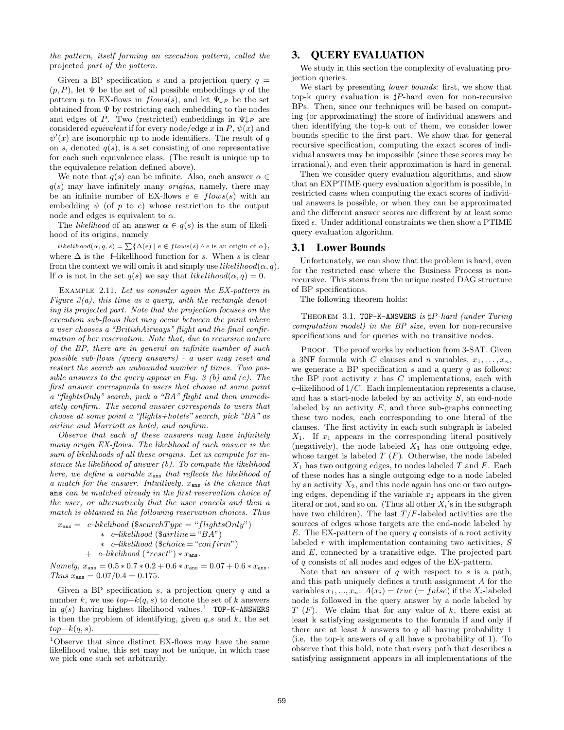*the pattern, itself forming an execution pattern, called the* projected *part of the pattern.*

Given a BP specification $s$ and a projection query $q = (p, P)$, let $\Psi$ be the set of all possible embeddings $\psi$ of the pattern $p$ to EX-flows in $flows(s)$, and let $\Psi\downarrow_P$ be the set obtained from $\Psi$ by restricting each embedding to the nodes and edges of $P$. Two (restricted) embeddings in $\Psi\downarrow_P$ are considered *equivalent* if for every node/edge $x$ in $P$, $\psi(x)$ and $\psi'(x)$ are isomorphic up to node identifiers. The result of $q$ on $s$, denoted $q(s)$, is a set consisting of one representative for each such equivalence class. (The result is unique up to the equivalence relation defined above).

We note that $q(s)$ can be infinite. Also, each answer $\alpha \in q(s)$ may have infinitely many *origins*, namely, there may be an infinite number of EX-flows $e \in flows(s)$ with an embedding $\psi$ (of $p$ to $e$) whose restriction to the output node and edges is equivalent to $\alpha$.

The *likelihood* of an answer $\alpha \in q(s)$ is the sum of likelihood of its origins, namely

$likelihood(\alpha, q, s) = \sum\{\Delta(e) \mid e \in flows(s) \wedge e \text{ is an origin of } \alpha\}$,

where $\Delta$ is the f–likelihood function for $s$. When $s$ is clear from the context we will omit it and simply use $likelihood(\alpha, q)$. If $\alpha$ is not in the set $q(s)$ we say that $likelihood(\alpha, q) = 0$.

Example 2.11. *Let us consider again the EX-pattern in Figure 3(a), this time as a query, with the rectangle denoting its projected part. Note that the projection focuses on the execution sub-flows that may occur between the point where a user chooses a "BritishAirways" flight and the final confirmation of her reservation. Note that, due to recursive nature of the BP, there are in general an infinite number of such possible sub-flows (query answers) - a user may reset and restart the search an unbounded number of times. Two possible answers to the query appear in Fig. 3 (b) and (c). The first answer corresponds to users that choose at some point a "flightsOnly" search, pick a "BA" flight and then immediately confirm. The second answer corresponds to users that choose at some point a "flights+hotels" search, pick "BA" as airline and Marriott as hotel, and confirm.*

*Observe that each of these answers may have infinitely many origin EX-flows. The likelihood of each answer is the sum of likelihoods of all these origins. Let us compute for instance the likelihood of answer (b). To compute the likelihood here, we define a variable $x_{\texttt{ans}}$ that reflects the likelihood of a match for the answer. Intuitively, $x_{\texttt{ans}}$ is the chance that* ans *can be matched already in the first reservation choice of the user, or alternatively that the user cancels and then a match is obtained in the following reservation choices. Thus*

$$\begin{aligned} x_{\texttt{ans}} = \; & c\text{–}likelihood\ (\$searchType = \text{“}flightsOnly\text{”}) \\ & * \; c\text{–}likelihood\ (\$airline = \text{“}BA\text{”}) \\ & * \; c\text{–}likelihood\ (\$choice = \text{“}confirm\text{”}) \\ & + \; c\text{–}likelihood\ (\text{“}reset\text{”}) * x_{\texttt{ans}}. \end{aligned}$$

*Namely, $x_{\texttt{ans}} = 0.5 * 0.7 * 0.2 + 0.6 * x_{\texttt{ans}} = 0.07 + 0.6 * x_{\texttt{ans}}$. Thus $x_{\texttt{ans}} = 0.07/0.4 = 0.175$.*

Given a BP specification $s$, a projection query $q$ and a number $k$, we use $top{-}k(q, s)$ to denote the set of $k$ answers in $q(s)$ having highest likelihood values.[1] `TOP-K-ANSWERS` is then the problem of identifying, given $q$,$s$ and $k$, the set $top{-}k(q, s)$.

[1] Observe that since distinct EX-flows may have the same likelihood value, this set may not be unique, in which case we pick one such set arbitrarily.

# 3. QUERY EVALUATION

We study in this section the complexity of evaluating projection queries.

We start by presenting *lower bounds*: first, we show that top-k query evaluation is $\sharp P$-hard even for non-recursive BPs. Then, since our techniques will be based on computing (or approximating) the score of individual answers and then identifying the top-k out of them, we consider lower bounds specific to the first part. We show that for general recursive specification, computing the exact scores of individual answers may be impossible (since these scores may be irrational), and even their approximation is hard in general.

Then we consider query evaluation algorithms, and show that an EXPTIME query evaluation algorithm is possible, in restricted cases when computing the exact scores of individual answers is possible, or when they can be approximated and the different answer scores are different by at least some fixed $\epsilon$. Under additional constraints we then show a PTIME query evaluation algorithm.

## 3.1 Lower Bounds

Unfortunately, we can show that the problem is hard, even for the restricted case where the Business Process is non-recursive. This stems from the unique nested DAG structure of BP specifications.

The following theorem holds:

Theorem 3.1. *`TOP-K-ANSWERS` is $\sharp P$-hard (under Turing computation model) in the BP size,* even *for non-recursive specifications and for queries with no transitive nodes.*

Proof. The proof works by reduction from 3-SAT. Given a 3NF formula with $C$ clauses and $n$ variables, $x_1, \ldots, x_n$, we generate a BP specification $s$ and a query $q$ as follows: the BP root activity $r$ has $C$ implementations, each with c–likelihood of $1/C$. Each implementation represents a clause, and has a start-node labeled by an activity $S$, an end-node labeled by an activity $E$, and three sub-graphs connecting these two nodes, each corresponding to one literal of the clauses. The first activity in each such subgraph is labeled $X_1$. If $x_1$ appears in the corresponding literal positively (negatively), the node labeled $X_1$ has one outgoing edge, whose target is labeled $T$ ($F$). Otherwise, the node labeled $X_1$ has two outgoing edges, to nodes labeled $T$ and $F$. Each of these nodes has a single outgoing edge to a node labeled by an activity $X_2$, and this node again has one or two outgoing edges, depending if the variable $x_2$ appears in the given literal or not, and so on. (Thus all other $X_i$'s in the subgraph have two children). The last $T/F$-labeled activities are the sources of edges whose targets are the end-node labeled by $E$. The EX-pattern of the query $q$ consists of a root activity labeled $r$ with implementation containing two activities, $S$ and $E$, connected by a transitive edge. The projected part of $q$ consists of all nodes and edges of the EX-pattern.

Note that an answer of $q$ with respect to $s$ is a path, and this path uniquely defines a truth assignment $A$ for the variables $x_1, ..., x_n$: $A(x_i) = true$ ($= false$) if the $X_i$-labeled node is followed in the query answer by a node labeled by $T$ ($F$). We claim that for any value of $k$, there exist at least k satisfying assignments to the formula if and only if there are at least $k$ answers to $q$ all having probability 1 (i.e. the top-k answers of $q$ all have a probability of 1). To observe that this hold, note that every path that describes a satisfying assignment appears in all implementations of the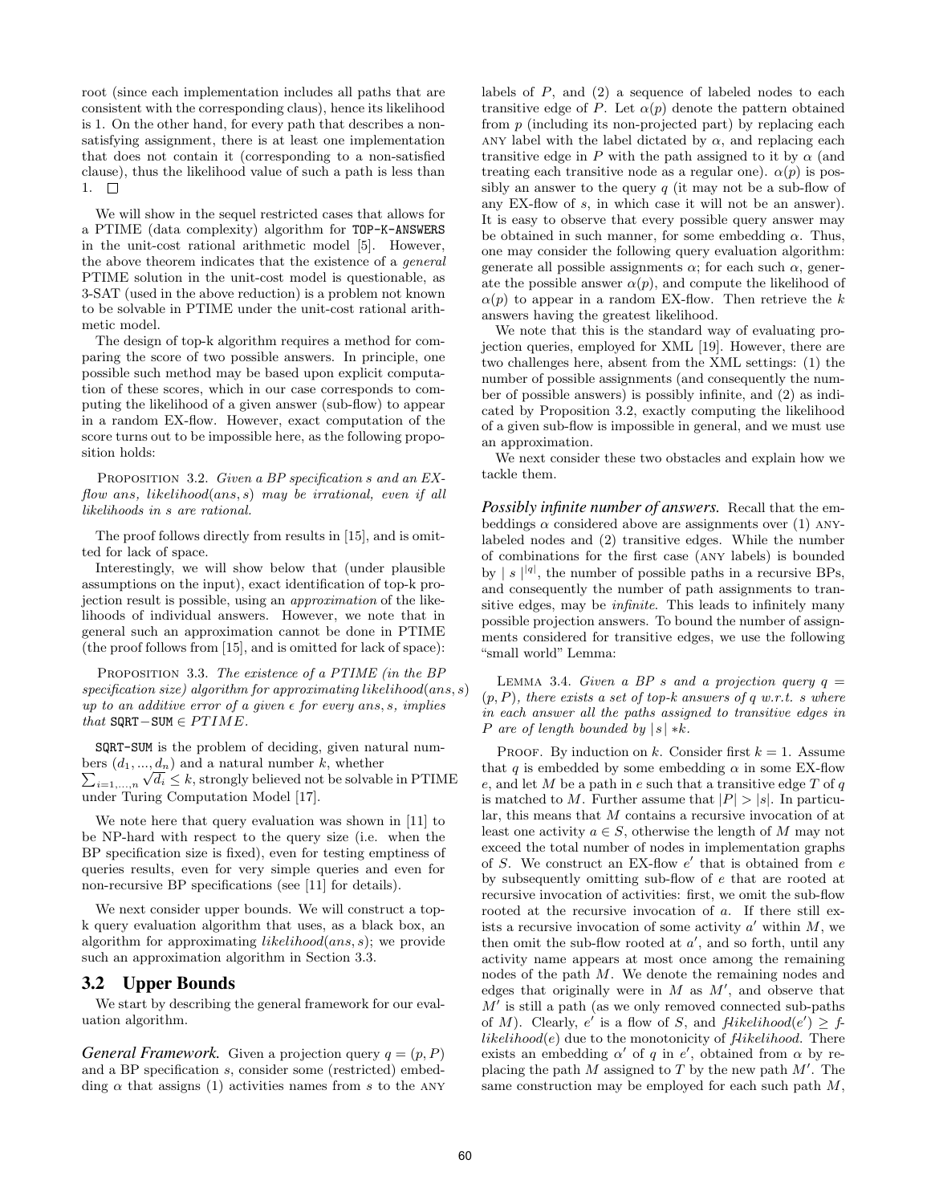root (since each implementation includes all paths that are consistent with the corresponding claus), hence its likelihood is 1. On the other hand, for every path that describes a non-satisfying assignment, there is at least one implementation that does not contain it (corresponding to a non-satisfied clause), thus the likelihood value of such a path is less than 1. □

We will show in the sequel restricted cases that allows for a PTIME (data complexity) algorithm for `TOP-K-ANSWERS` in the unit-cost rational arithmetic model [5]. However, the above theorem indicates that the existence of a *general* PTIME solution in the unit-cost model is questionable, as 3-SAT (used in the above reduction) is a problem not known to be solvable in PTIME under the unit-cost rational arithmetic model.

The design of top-k algorithm requires a method for comparing the score of two possible answers. In principle, one possible such method may be based upon explicit computation of these scores, which in our case corresponds to computing the likelihood of a given answer (sub-flow) to appear in a random EX-flow. However, exact computation of the score turns out to be impossible here, as the following proposition holds:

PROPOSITION 3.2. *Given a BP specification s and an EX-flow ans, likelihood(ans, s) may be irrational, even if all likelihoods in s are rational.*

The proof follows directly from results in [15], and is omitted for lack of space.

Interestingly, we will show below that (under plausible assumptions on the input), exact identification of top-k projection result is possible, using an *approximation* of the likelihoods of individual answers. However, we note that in general such an approximation cannot be done in PTIME (the proof follows from [15], and is omitted for lack of space):

PROPOSITION 3.3. *The existence of a PTIME (in the BP specification size) algorithm for approximating likelihood(ans, s) up to an additive error of a given $\epsilon$ for every ans, s, implies that* `SQRT−SUM` $\in$ *PTIME.*

`SQRT-SUM` is the problem of deciding, given natural numbers $(d_1, ..., d_n)$ and a natural number $k$, whether $\sum_{i=1,...,n} \sqrt{d_i} \leq k$, strongly believed not be solvable in PTIME under Turing Computation Model [17].

We note here that query evaluation was shown in [11] to be NP-hard with respect to the query size (i.e. when the BP specification size is fixed), even for testing emptiness of queries results, even for very simple queries and even for non-recursive BP specifications (see [11] for details).

We next consider upper bounds. We will construct a top-k query evaluation algorithm that uses, as a black box, an algorithm for approximating *likelihood(ans, s)*; we provide such an approximation algorithm in Section 3.3.

## 3.2 Upper Bounds

We start by describing the general framework for our evaluation algorithm.

***General Framework.*** Given a projection query $q = (p, P)$ and a BP specification $s$, consider some (restricted) embedding $\alpha$ that assigns (1) activities names from $s$ to the ANY labels of $P$, and (2) a sequence of labeled nodes to each transitive edge of $P$. Let $\alpha(p)$ denote the pattern obtained from $p$ (including its non-projected part) by replacing each ANY label with the label dictated by $\alpha$, and replacing each transitive edge in $P$ with the path assigned to it by $\alpha$ (and treating each transitive node as a regular one). $\alpha(p)$ is possibly an answer to the query $q$ (it may not be a sub-flow of any EX-flow of $s$, in which case it will not be an answer). It is easy to observe that every possible query answer may be obtained in such manner, for some embedding $\alpha$. Thus, one may consider the following query evaluation algorithm: generate all possible assignments $\alpha$; for each such $\alpha$, generate the possible answer $\alpha(p)$, and compute the likelihood of $\alpha(p)$ to appear in a random EX-flow. Then retrieve the $k$ answers having the greatest likelihood.

We note that this is the standard way of evaluating projection queries, employed for XML [19]. However, there are two challenges here, absent from the XML settings: (1) the number of possible assignments (and consequently the number of possible answers) is possibly infinite, and (2) as indicated by Proposition 3.2, exactly computing the likelihood of a given sub-flow is impossible in general, and we must use an approximation.

We next consider these two obstacles and explain how we tackle them.

***Possibly infinite number of answers.*** Recall that the embeddings $\alpha$ considered above are assignments over (1) ANY-labeled nodes and (2) transitive edges. While the number of combinations for the first case (ANY labels) is bounded by $|s|^{|q|}$, the number of possible paths in a recursive BPs, and consequently the number of path assignments to transitive edges, may be *infinite*. This leads to infinitely many possible projection answers. To bound the number of assignments considered for transitive edges, we use the following "small world" Lemma:

LEMMA 3.4. *Given a BP s and a projection query $q = (p, P)$, there exists a set of top-k answers of q w.r.t. s where in each answer all the paths assigned to transitive edges in P are of length bounded by $|s| * k$.*

PROOF. By induction on $k$. Consider first $k = 1$. Assume that $q$ is embedded by some embedding $\alpha$ in some EX-flow $e$, and let $M$ be a path in $e$ such that a transitive edge $T$ of $q$ is matched to $M$. Further assume that $|P| > |s|$. In particular, this means that $M$ contains a recursive invocation of at least one activity $a \in S$, otherwise the length of $M$ may not exceed the total number of nodes in implementation graphs of $S$. We construct an EX-flow $e'$ that is obtained from $e$ by subsequently omitting sub-flow of $e$ that are rooted at recursive invocation of activities: first, we omit the sub-flow rooted at the recursive invocation of $a$. If there still exists a recursive invocation of some activity $a'$ within $M$, we then omit the sub-flow rooted at $a'$, and so forth, until any activity name appears at most once among the remaining nodes of the path $M$. We denote the remaining nodes and edges that originally were in $M$ as $M'$, and observe that $M'$ is still a path (as we only removed connected sub-paths of $M$). Clearly, $e'$ is a flow of $S$, and *f-likelihood*$(e') \geq$ *f-likelihood*$(e)$ due to the monotonicity of *f-likelihood*. There exists an embedding $\alpha'$ of $q$ in $e'$, obtained from $\alpha$ by replacing the path $M$ assigned to $T$ by the new path $M'$. The same construction may be employed for each such path $M$,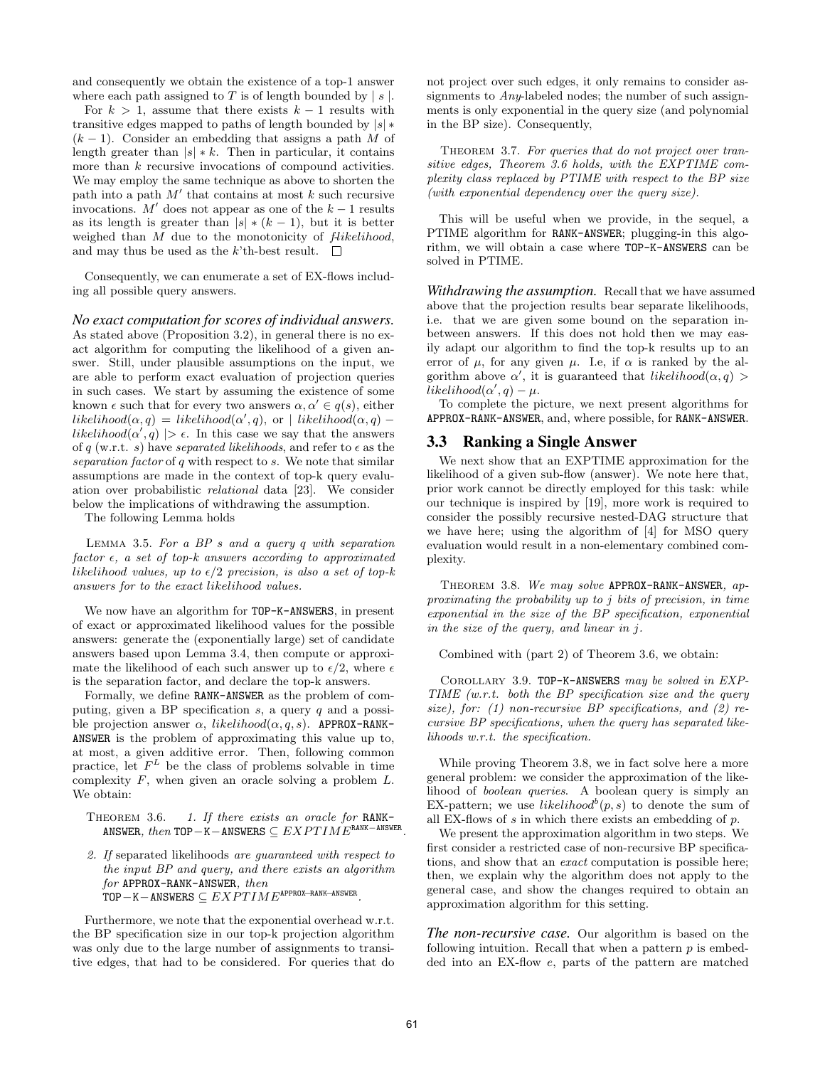and consequently we obtain the existence of a top-1 answer where each path assigned to $T$ is of length bounded by $|s|$.

For $k > 1$, assume that there exists $k-1$ results with transitive edges mapped to paths of length bounded by $|s| * (k-1)$. Consider an embedding that assigns a path $M$ of length greater than $|s| * k$. Then in particular, it contains more than $k$ recursive invocations of compound activities. We may employ the same technique as above to shorten the path into a path $M'$ that contains at most $k$ such recursive invocations. $M'$ does not appear as one of the $k-1$ results as its length is greater than $|s| * (k-1)$, but it is better weighed than $M$ due to the monotonicity of $\mathit{flikelihood}$, and may thus be used as the $k$'th-best result. □

Consequently, we can enumerate a set of EX-flows including all possible query answers.

***No exact computation for scores of individual answers.*** As stated above (Proposition 3.2), in general there is no exact algorithm for computing the likelihood of a given answer. Still, under plausible assumptions on the input, we are able to perform exact evaluation of projection queries in such cases. We start by assuming the existence of some known $\epsilon$ such that for every two answers $\alpha, \alpha' \in q(s)$, either $likelihood(\alpha, q) = likelihood(\alpha', q)$, or $|\ likelihood(\alpha, q) - likelihood(\alpha', q)\ | > \epsilon$. In this case we say that the answers of $q$ (w.r.t. $s$) have *separated likelihoods*, and refer to $\epsilon$ as the *separation factor* of $q$ with respect to $s$. We note that similar assumptions are made in the context of top-k query evaluation over probabilistic *relational* data [23]. We consider below the implications of withdrawing the assumption.

The following Lemma holds

LEMMA 3.5. *For a BP $s$ and a query $q$ with separation factor $\epsilon$, a set of top-k answers according to approximated likelihood values, up to $\epsilon/2$ precision, is also a set of top-k answers for to the exact likelihood values.*

We now have an algorithm for TOP-K-ANSWERS, in present of exact or approximated likelihood values for the possible answers: generate the (exponentially large) set of candidate answers based upon Lemma 3.4, then compute or approximate the likelihood of each such answer up to $\epsilon/2$, where $\epsilon$ is the separation factor, and declare the top-k answers.

Formally, we define RANK-ANSWER as the problem of computing, given a BP specification $s$, a query $q$ and a possible projection answer $\alpha$, $likelihood(\alpha, q, s)$. APPROX-RANK-ANSWER is the problem of approximating this value up to, at most, a given additive error. Then, following common practice, let $F^L$ be the class of problems solvable in time complexity $F$, when given an oracle solving a problem $L$. We obtain:

THEOREM 3.6. *1. If there exists an oracle for* RANK-ANSWER*, then* $\text{TOP-K-ANSWERS} \subseteq EXPTIME^{\text{RANK-ANSWER}}$.

*2. If* separated likelihoods *are guaranteed with respect to the input BP and query, and there exists an algorithm for* APPROX-RANK-ANSWER*, then* $\text{TOP-K-ANSWERS} \subseteq EXPTIME^{\text{APPROX-RANK-ANSWER}}$.

Furthermore, we note that the exponential overhead w.r.t. the BP specification size in our top-k projection algorithm was only due to the large number of assignments to transitive edges, that had to be considered. For queries that do not project over such edges, it only remains to consider assignments to *Any*-labeled nodes; the number of such assignments is only exponential in the query size (and polynomial in the BP size). Consequently,

THEOREM 3.7. *For queries that do not project over transitive edges, Theorem 3.6 holds, with the EXPTIME complexity class replaced by PTIME with respect to the BP size (with exponential dependency over the query size).*

This will be useful when we provide, in the sequel, a PTIME algorithm for RANK-ANSWER; plugging-in this algorithm, we will obtain a case where TOP-K-ANSWERS can be solved in PTIME.

***Withdrawing the assumption.*** Recall that we have assumed above that the projection results bear separate likelihoods, i.e. that we are given some bound on the separation in-between answers. If this does not hold then we may easily adapt our algorithm to find the top-k results up to an error of $\mu$, for any given $\mu$. I.e, if $\alpha$ is ranked by the algorithm above $\alpha'$, it is guaranteed that $likelihood(\alpha, q) > likelihood(\alpha', q) - \mu$.

To complete the picture, we next present algorithms for APPROX-RANK-ANSWER, and, where possible, for RANK-ANSWER.

## 3.3 Ranking a Single Answer

We next show that an EXPTIME approximation for the likelihood of a given sub-flow (answer). We note here that, prior work cannot be directly employed for this task: while our technique is inspired by [19], more work is required to consider the possibly recursive nested-DAG structure that we have here; using the algorithm of [4] for MSO query evaluation would result in a non-elementary combined complexity.

THEOREM 3.8. *We may solve* APPROX-RANK-ANSWER*, approximating the probability up to $j$ bits of precision, in time exponential in the size of the BP specification, exponential in the size of the query, and linear in $j$.*

Combined with (part 2) of Theorem 3.6, we obtain:

COROLLARY 3.9. TOP-K-ANSWERS *may be solved in EXPTIME (w.r.t. both the BP specification size and the query size), for: (1) non-recursive BP specifications, and (2) recursive BP specifications, when the query has separated likelihoods w.r.t. the specification.*

While proving Theorem 3.8, we in fact solve here a more general problem: we consider the approximation of the likelihood of *boolean queries*. A boolean query is simply an EX-pattern; we use $likelihood^b(p, s)$ to denote the sum of all EX-flows of $s$ in which there exists an embedding of $p$.

We present the approximation algorithm in two steps. We first consider a restricted case of non-recursive BP specifications, and show that an *exact* computation is possible here; then, we explain why the algorithm does not apply to the general case, and show the changes required to obtain an approximation algorithm for this setting.

***The non-recursive case.*** Our algorithm is based on the following intuition. Recall that when a pattern $p$ is embedded into an EX-flow $e$, parts of the pattern are matched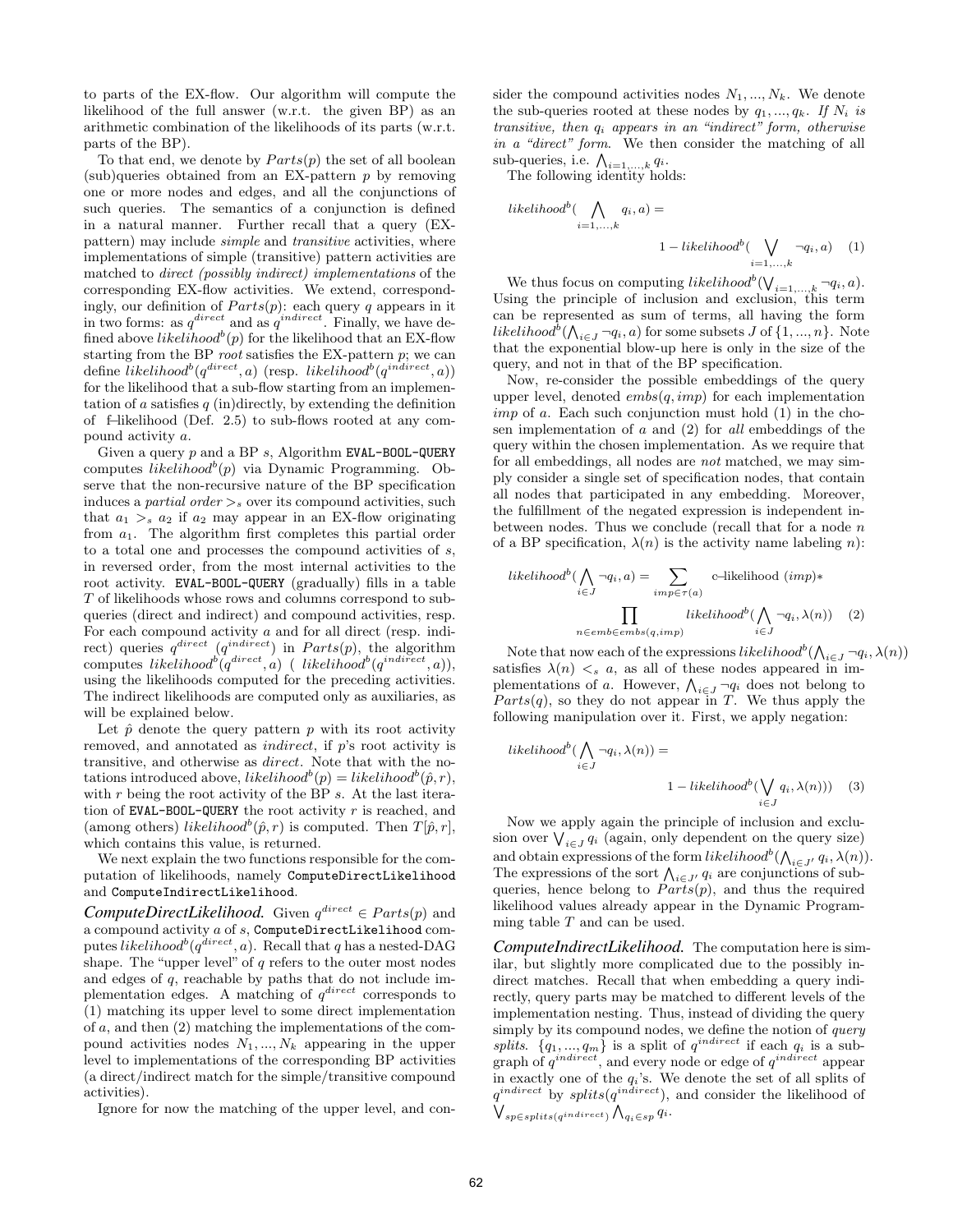to parts of the EX-flow. Our algorithm will compute the likelihood of the full answer (w.r.t. the given BP) as an arithmetic combination of the likelihoods of its parts (w.r.t. parts of the BP).

To that end, we denote by $Parts(p)$ the set of all boolean (sub)queries obtained from an EX-pattern $p$ by removing one or more nodes and edges, and all the conjunctions of such queries. The semantics of a conjunction is defined in a natural manner. Further recall that a query (EX-pattern) may include *simple* and *transitive* activities, where implementations of simple (transitive) pattern activities are matched to *direct (possibly indirect) implementations* of the corresponding EX-flow activities. We extend, correspondingly, our definition of $Parts(p)$: each query $q$ appears in it in two forms: as $q^{direct}$ and as $q^{indirect}$. Finally, we have defined above $likelihood^b(p)$ for the likelihood that an EX-flow starting from the BP *root* satisfies the EX-pattern $p$; we can define $likelihood^b(q^{direct}, a)$ (resp. $likelihood^b(q^{indirect}, a)$) for the likelihood that a sub-flow starting from an implementation of $a$ satisfies $q$ (in)directly, by extending the definition of f–likelihood (Def. 2.5) to sub-flows rooted at any compound activity $a$.

Given a query $p$ and a BP $s$, Algorithm `EVAL-BOOL-QUERY` computes $likelihood^b(p)$ via Dynamic Programming. Observe that the non-recursive nature of the BP specification induces a *partial order* $>_s$ over its compound activities, such that $a_1 >_s a_2$ if $a_2$ may appear in an EX-flow originating from $a_1$. The algorithm first completes this partial order to a total one and processes the compound activities of $s$, in reversed order, from the most internal activities to the root activity. `EVAL-BOOL-QUERY` (gradually) fills in a table $T$ of likelihoods whose rows and columns correspond to subqueries (direct and indirect) and compound activities, resp. For each compound activity $a$ and for all direct (resp. indirect) queries $q^{direct}$ ($q^{indirect}$) in $Parts(p)$, the algorithm computes $likelihood^b(q^{direct}, a)$ ( $likelihood^b(q^{indirect}, a)$), using the likelihoods computed for the preceding activities. The indirect likelihoods are computed only as auxiliaries, as will be explained below.

Let $\hat{p}$ denote the query pattern $p$ with its root activity removed, and annotated as *indirect*, if $p$'s root activity is transitive, and otherwise as *direct*. Note that with the notations introduced above, $likelihood^b(p) = likelihood^b(\hat{p}, r)$, with $r$ being the root activity of the BP $s$. At the last iteration of `EVAL-BOOL-QUERY` the root activity $r$ is reached, and (among others) $likelihood^b(\hat{p}, r)$ is computed. Then $T[\hat{p}, r]$, which contains this value, is returned.

We next explain the two functions responsible for the computation of likelihoods, namely `ComputeDirectLikelihood` and `ComputeIndirectLikelihood`.

***ComputeDirectLikelihood.*** Given $q^{direct} \in Parts(p)$ and a compound activity $a$ of $s$, `ComputeDirectLikelihood` computes $likelihood^b(q^{direct}, a)$. Recall that $q$ has a nested-DAG shape. The "upper level" of $q$ refers to the outer most nodes and edges of $q$, reachable by paths that do not include implementation edges. A matching of $q^{direct}$ corresponds to (1) matching its upper level to some direct implementation of $a$, and then (2) matching the implementations of the compound activities nodes $N_1, ..., N_k$ appearing in the upper level to implementations of the corresponding BP activities (a direct/indirect match for the simple/transitive compound activities).

Ignore for now the matching of the upper level, and consider the compound activities nodes $N_1, ..., N_k$. We denote the sub-queries rooted at these nodes by $q_1, ..., q_k$. *If $N_i$ is transitive, then $q_i$ appears in an "indirect" form, otherwise in a "direct" form.* We then consider the matching of all sub-queries, i.e. $\bigwedge_{i=1,...,k} q_i$.

The following identity holds:

$$likelihood^b(\bigwedge_{i=1,...,k} q_i, a) = 1 - likelihood^b(\bigvee_{i=1,...,k} \neg q_i, a) \quad (1)$$

We thus focus on computing $likelihood^b(\bigvee_{i=1,...,k} \neg q_i, a)$. Using the principle of inclusion and exclusion, this term can be represented as sum of terms, all having the form $likelihood^b(\bigwedge_{i \in J} \neg q_i, a)$ for some subsets $J$ of $\{1, ..., n\}$. Note that the exponential blow-up here is only in the size of the query, and not in that of the BP specification.

Now, re-consider the possible embeddings of the query upper level, denoted $embs(q, imp)$ for each implementation $imp$ of $a$. Each such conjunction must hold (1) in the chosen implementation of $a$ and (2) for *all* embeddings of the query within the chosen implementation. As we require that for all embeddings, all nodes are *not* matched, we may simply consider a single set of specification nodes, that contain all nodes that participated in any embedding. Moreover, the fulfillment of the negated expression is independent in-between nodes. Thus we conclude (recall that for a node $n$ of a BP specification, $\lambda(n)$ is the activity name labeling $n$):

$$likelihood^b(\bigwedge_{i \in J} \neg q_i, a) = \sum_{imp \in \tau(a)} \text{c–likelihood } (imp) * \prod_{n \in emb \in embs(q, imp)} likelihood^b(\bigwedge_{i \in J} \neg q_i, \lambda(n)) \quad (2)$$

Note that now each of the expressions $likelihood^b(\bigwedge_{i \in J} \neg q_i, \lambda(n))$ satisfies $\lambda(n) <_s a$, as all of these nodes appeared in implementations of $a$. However, $\bigwedge_{i \in J} \neg q_i$ does not belong to $Parts(q)$, so they do not appear in $T$. We thus apply the following manipulation over it. First, we apply negation:

$$likelihood^b(\bigwedge_{i \in J} \neg q_i, \lambda(n)) = 1 - likelihood^b(\bigvee_{i \in J} q_i, \lambda(n))) \quad (3)$$

Now we apply again the principle of inclusion and exclusion over $\bigvee_{i \in J} q_i$ (again, only dependent on the query size) and obtain expressions of the form $likelihood^b(\bigwedge_{i \in J'} q_i, \lambda(n))$. The expressions of the sort $\bigwedge_{i \in J'} q_i$ are conjunctions of subqueries, hence belong to $Parts(p)$, and thus the required likelihood values already appear in the Dynamic Programming table $T$ and can be used.

***ComputeIndirectLikelihood.*** The computation here is similar, but slightly more complicated due to the possibly indirect matches. Recall that when embedding a query indirectly, query parts may be matched to different levels of the implementation nesting. Thus, instead of dividing the query simply by its compound nodes, we define the notion of *query splits*. $\{q_1, ..., q_m\}$ is a split of $q^{indirect}$ if each $q_i$ is a subgraph of $q^{indirect}$, and every node or edge of $q^{indirect}$ appear in exactly one of the $q_i$'s. We denote the set of all splits of $q^{indirect}$ by $splits(q^{indirect})$, and consider the likelihood of $\bigvee_{sp \in splits(q^{indirect})} \bigwedge_{q_i \in sp} q_i$.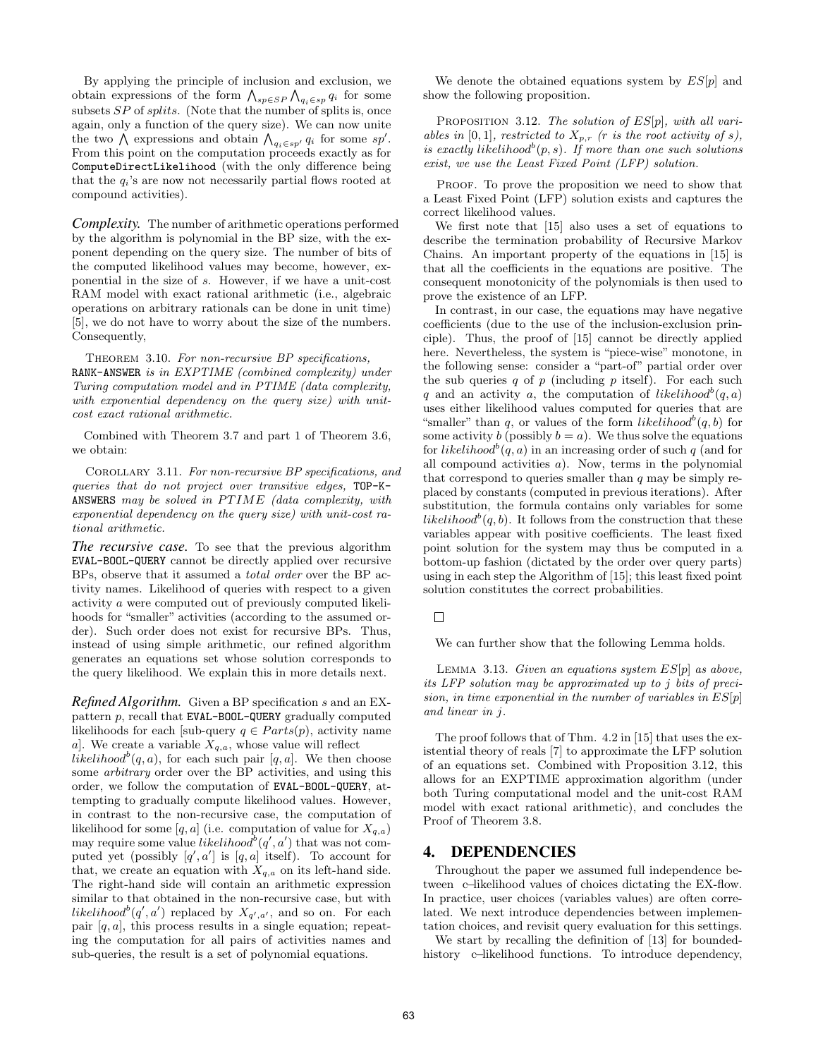By applying the principle of inclusion and exclusion, we obtain expressions of the form $\bigwedge_{sp \in SP} \bigwedge_{q_i \in sp} q_i$ for some subsets $SP$ of *splits*. (Note that the number of splits is, once again, only a function of the query size). We can now unite the two $\bigwedge$ expressions and obtain $\bigwedge_{q_i \in sp'} q_i$ for some $sp'$. From this point on the computation proceeds exactly as for `ComputeDirectLikelihood` (with the only difference being that the $q_i$'s are now not necessarily partial flows rooted at compound activities).

***Complexity.*** The number of arithmetic operations performed by the algorithm is polynomial in the BP size, with the exponent depending on the query size. The number of bits of the computed likelihood values may become, however, exponential in the size of $s$. However, if we have a unit-cost RAM model with exact rational arithmetic (i.e., algebraic operations on arbitrary rationals can be done in unit time) [5], we do not have to worry about the size of the numbers. Consequently,

THEOREM 3.10. *For non-recursive BP specifications,* `RANK-ANSWER` *is in EXPTIME (combined complexity) under Turing computation model and in PTIME (data complexity, with exponential dependency on the query size) with unit-cost exact rational arithmetic.*

Combined with Theorem 3.7 and part 1 of Theorem 3.6, we obtain:

COROLLARY 3.11. *For non-recursive BP specifications, and queries that do not project over transitive edges,* `TOP-K-ANSWERS` *may be solved in PTIME (data complexity, with exponential dependency on the query size) with unit-cost rational arithmetic.*

***The recursive case.*** To see that the previous algorithm `EVAL-BOOL-QUERY` cannot be directly applied over recursive BPs, observe that it assumed a *total order* over the BP activity names. Likelihood of queries with respect to a given activity $a$ were computed out of previously computed likelihoods for "smaller" activities (according to the assumed order). Such order does not exist for recursive BPs. Thus, instead of using simple arithmetic, our refined algorithm generates an equations set whose solution corresponds to the query likelihood. We explain this in more details next.

***Refined Algorithm.*** Given a BP specification $s$ and an EX-pattern $p$, recall that `EVAL-BOOL-QUERY` gradually computed likelihoods for each [sub-query $q \in Parts(p)$, activity name $a$]. We create a variable $X_{q,a}$, whose value will reflect $likelihood^b(q,a)$, for each such pair $[q,a]$. We then choose some *arbitrary* order over the BP activities, and using this order, we follow the computation of `EVAL-BOOL-QUERY`, attempting to gradually compute likelihood values. However, in contrast to the non-recursive case, the computation of likelihood for some $[q,a]$ (i.e. computation of value for $X_{q,a}$) may require some value $likelihood^b(q',a')$ that was not computed yet (possibly $[q',a']$ is $[q,a]$ itself). To account for that, we create an equation with $X_{q,a}$ on its left-hand side. The right-hand side will contain an arithmetic expression similar to that obtained in the non-recursive case, but with $likelihood^b(q',a')$ replaced by $X_{q',a'}$, and so on. For each pair $[q,a]$, this process results in a single equation; repeating the computation for all pairs of activities names and sub-queries, the result is a set of polynomial equations.

We denote the obtained equations system by $ES[p]$ and show the following proposition.

PROPOSITION 3.12. *The solution of $ES[p]$, with all variables in $[0,1]$, restricted to $X_{p,r}$ ($r$ is the root activity of $s$), is exactly $likelihood^b(p,s)$. If more than one such solutions exist, we use the Least Fixed Point (LFP) solution.*

PROOF. To prove the proposition we need to show that a Least Fixed Point (LFP) solution exists and captures the correct likelihood values.

We first note that [15] also uses a set of equations to describe the termination probability of Recursive Markov Chains. An important property of the equations in [15] is that all the coefficients in the equations are positive. The consequent monotonicity of the polynomials is then used to prove the existence of an LFP.

In contrast, in our case, the equations may have negative coefficients (due to the use of the inclusion-exclusion principle). Thus, the proof of [15] cannot be directly applied here. Nevertheless, the system is "piece-wise" monotone, in the following sense: consider a "part-of" partial order over the sub queries $q$ of $p$ (including $p$ itself). For each such $q$ and an activity $a$, the computation of $likelihood^b(q,a)$ uses either likelihood values computed for queries that are "smaller" than $q$, or values of the form $likelihood^b(q,b)$ for some activity $b$ (possibly $b = a$). We thus solve the equations for $likelihood^b(q,a)$ in an increasing order of such $q$ (and for all compound activities $a$). Now, terms in the polynomial that correspond to queries smaller than $q$ may be simply replaced by constants (computed in previous iterations). After substitution, the formula contains only variables for some $likelihood^b(q,b)$. It follows from the construction that these variables appear with positive coefficients. The least fixed point solution for the system may thus be computed in a bottom-up fashion (dictated by the order over query parts) using in each step the Algorithm of [15]; this least fixed point solution constitutes the correct probabilities.

□

We can further show that the following Lemma holds.

LEMMA 3.13. *Given an equations system $ES[p]$ as above, its LFP solution may be approximated up to $j$ bits of precision, in time exponential in the number of variables in $ES[p]$ and linear in $j$.*

The proof follows that of Thm. 4.2 in [15] that uses the existential theory of reals [7] to approximate the LFP solution of an equations set. Combined with Proposition 3.12, this allows for an EXPTIME approximation algorithm (under both Turing computational model and the unit-cost RAM model with exact rational arithmetic), and concludes the Proof of Theorem 3.8.

# 4. DEPENDENCIES

Throughout the paper we assumed full independence between c–likelihood values of choices dictating the EX-flow. In practice, user choices (variables values) are often correlated. We next introduce dependencies between implementation choices, and revisit query evaluation for this settings.

We start by recalling the definition of [13] for bounded-history c–likelihood functions. To introduce dependency,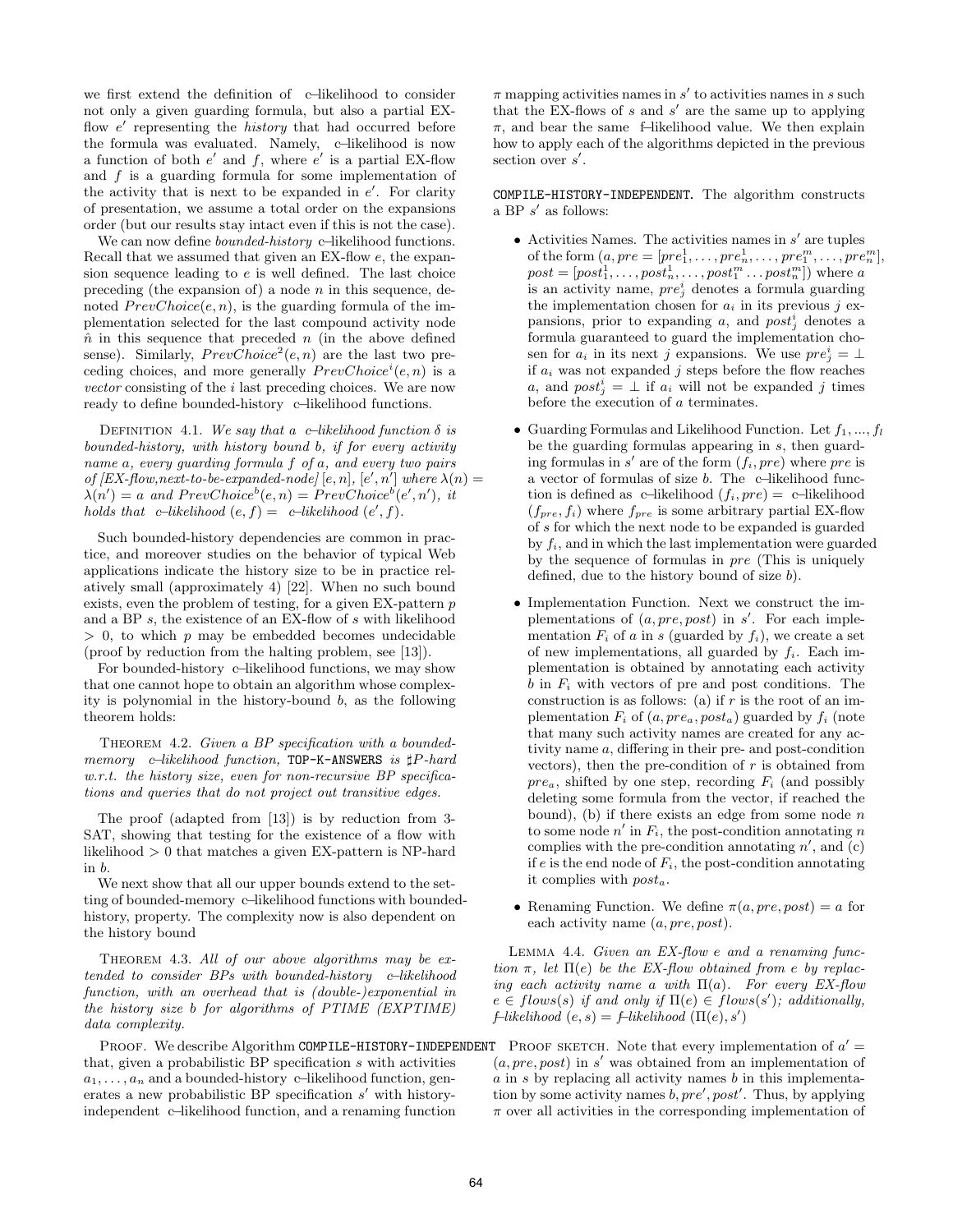we first extend the definition of c–likelihood to consider not only a given guarding formula, but also a partial EX-flow $e'$ representing the *history* that had occurred before the formula was evaluated. Namely, c–likelihood is now a function of both $e'$ and $f$, where $e'$ is a partial EX-flow and $f$ is a guarding formula for some implementation of the activity that is next to be expanded in $e'$. For clarity of presentation, we assume a total order on the expansions order (but our results stay intact even if this is not the case).

We can now define *bounded-history* c–likelihood functions. Recall that we assumed that given an EX-flow $e$, the expansion sequence leading to $e$ is well defined. The last choice preceding (the expansion of) a node $n$ in this sequence, denoted $PrevChoice(e, n)$, is the guarding formula of the implementation selected for the last compound activity node $\hat{n}$ in this sequence that preceded $n$ (in the above defined sense). Similarly, $PrevChoice^2(e, n)$ are the last two preceding choices, and more generally $PrevChoice^i(e, n)$ is a *vector* consisting of the $i$ last preceding choices. We are now ready to define bounded-history c–likelihood functions.

Definition 4.1. *We say that a c–likelihood function $\delta$ is bounded-history, with history bound $b$, if for every activity name $a$, every guarding formula $f$ of $a$, and every two pairs of [EX-flow,next-to-be-expanded-node] $[e, n]$, $[e', n']$ where $\lambda(n) = \lambda(n') = a$ and $PrevChoice^b(e, n) = PrevChoice^b(e', n')$, it holds that c–likelihood $(e, f) =$ c–likelihood $(e', f)$.*

Such bounded-history dependencies are common in practice, and moreover studies on the behavior of typical Web applications indicate the history size to be in practice relatively small (approximately 4) [22]. When no such bound exists, even the problem of testing, for a given EX-pattern $p$ and a BP $s$, the existence of an EX-flow of $s$ with likelihood $> 0$, to which $p$ may be embedded becomes undecidable (proof by reduction from the halting problem, see [13]).

For bounded-history c–likelihood functions, we may show that one cannot hope to obtain an algorithm whose complexity is polynomial in the history-bound $b$, as the following theorem holds:

Theorem 4.2. *Given a BP specification with a bounded-memory c–likelihood function,* TOP-K-ANSWERS *is $\sharp P$-hard w.r.t. the history size, even for non-recursive BP specifications and queries that do not project out transitive edges.*

The proof (adapted from [13]) is by reduction from 3-SAT, showing that testing for the existence of a flow with likelihood $> 0$ that matches a given EX-pattern is NP-hard in $b$.

We next show that all our upper bounds extend to the setting of bounded-memory c–likelihood functions with bounded-history, property. The complexity now is also dependent on the history bound

Theorem 4.3. *All of our above algorithms may be extended to consider BPs with bounded-history c–likelihood function, with an overhead that is (double-)exponential in the history size $b$ for algorithms of PTIME (EXPTIME) data complexity.*

Proof. We describe Algorithm COMPILE-HISTORY-INDEPENDENT that, given a probabilistic BP specification $s$ with activities $a_1, \ldots, a_n$ and a bounded-history c–likelihood function, generates a new probabilistic BP specification $s'$ with history-independent c–likelihood function, and a renaming function $\pi$ mapping activities names in $s'$ to activities names in $s$ such that the EX-flows of $s$ and $s'$ are the same up to applying $\pi$, and bear the same f–likelihood value. We then explain how to apply each of the algorithms depicted in the previous section over $s'$.

COMPILE-HISTORY-INDEPENDENT. The algorithm constructs a BP $s'$ as follows:

- Activities Names. The activities names in $s'$ are tuples of the form $(a, pre = [pre^1_1, \ldots, pre^1_n, \ldots, pre^m_1, \ldots, pre^m_n],$ $post = [post^1_1, \ldots, post^1_n, \ldots, post^m_1 \ldots post^m_n])$ where $a$ is an activity name, $pre^i_j$ denotes a formula guarding the implementation chosen for $a_i$ in its previous $j$ expansions, prior to expanding $a$, and $post^i_j$ denotes a formula guaranteed to guard the implementation chosen for $a_i$ in its next $j$ expansions. We use $pre^i_j = \bot$ if $a_i$ was not expanded $j$ steps before the flow reaches $a$, and $post^i_j = \bot$ if $a_i$ will not be expanded $j$ times before the execution of $a$ terminates.
- Guarding Formulas and Likelihood Function. Let $f_1, ..., f_l$ be the guarding formulas appearing in $s$, then guarding formulas in $s'$ are of the form $(f_i, pre)$ where $pre$ is a vector of formulas of size $b$. The c–likelihood function is defined as c–likelihood $(f_i, pre) =$ c–likelihood $(f_{pre}, f_i)$ where $f_{pre}$ is some arbitrary partial EX-flow of $s$ for which the next node to be expanded is guarded by $f_i$, and in which the last implementation were guarded by the sequence of formulas in $pre$ (This is uniquely defined, due to the history bound of size $b$).
- Implementation Function. Next we construct the implementations of $(a, pre, post)$ in $s'$. For each implementation $F_i$ of $a$ in $s$ (guarded by $f_i$), we create a set of new implementations, all guarded by $f_i$. Each implementation is obtained by annotating each activity $b$ in $F_i$ with vectors of pre and post conditions. The construction is as follows: (a) if $r$ is the root of an implementation $F_i$ of $(a, pre_a, post_a)$ guarded by $f_i$ (note that many such activity names are created for any activity name $a$, differing in their pre- and post-condition vectors), then the pre-condition of $r$ is obtained from $pre_a$, shifted by one step, recording $F_i$ (and possibly deleting some formula from the vector, if reached the bound), (b) if there exists an edge from some node $n$ to some node $n'$ in $F_i$, the post-condition annotating $n$ complies with the pre-condition annotating $n'$, and (c) if $e$ is the end node of $F_i$, the post-condition annotating it complies with $post_a$.
- Renaming Function. We define $\pi(a, pre, post) = a$ for each activity name $(a, pre, post)$.

Lemma 4.4. *Given an EX-flow $e$ and a renaming function $\pi$, let $\Pi(e)$ be the EX-flow obtained from $e$ by replacing each activity name $a$ with $\Pi(a)$. For every EX-flow $e \in flows(s)$ if and only if $\Pi(e) \in flows(s')$; additionally, f–likelihood $(e, s) =$ f–likelihood $(\Pi(e), s')$*

Proof sketch. Note that every implementation of $a' = (a, pre, post)$ in $s'$ was obtained from an implementation of $a$ in $s$ by replacing all activity names $b$ in this implementation by some activity names $b, pre', post'$. Thus, by applying $\pi$ over all activities in the corresponding implementation of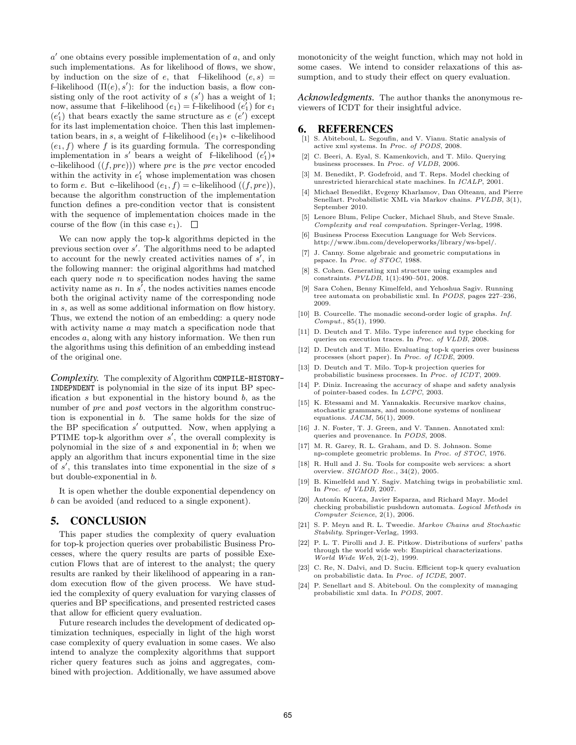$a'$ one obtains every possible implementation of $a$, and only such implementations. As for likelihood of flows, we show, by induction on the size of $e$, that f–likelihood $(e, s)$ = f–likelihood $(\Pi(e), s')$: for the induction basis, a flow consisting only of the root activity of $s$ ($s'$) has a weight of 1; now, assume that f–likelihood $(e_1)$ = f–likelihood $(e_1')$ for $e_1$ ($e_1'$) that bears exactly the same structure as $e$ ($e'$) except for its last implementation choice. Then this last implementation bears, in $s$, a weight of f–likelihood $(e_1)*$ c–likelihood $(e_1, f)$ where $f$ is its guarding formula. The corresponding implementation in $s'$ bears a weight of f–likelihood $(e_1')*$ c–likelihood $((f, pre))$ where $pre$ is the $pre$ vector encoded within the activity in $e_1'$ whose implementation was chosen to form $e$. But c–likelihood $(e_1, f)$ = c–likelihood $((f, pre))$, because the algorithm construction of the implementation function defines a pre-condition vector that is consistent with the sequence of implementation choices made in the course of the flow (in this case $e_1$). □

We can now apply the top-k algorithms depicted in the previous section over $s'$. The algorithms need to be adapted to account for the newly created activities names of $s'$, in the following manner: the original algorithms had matched each query node $n$ to specification nodes having the same activity name as $n$. In $s'$, the nodes activities names encode both the original activity name of the corresponding node in $s$, as well as some additional information on flow history. Thus, we extend the notion of an embedding: a query node with activity name $a$ may match a specification node that encodes $a$, along with any history information. We then run the algorithms using this definition of an embedding instead of the original one.

***Complexity.*** The complexity of Algorithm COMPILE-HISTORY-INDEPNDENT is polynomial in the size of its input BP specification $s$ but exponential in the history bound $b$, as the number of $pre$ and $post$ vectors in the algorithm construction is exponential in $b$. The same holds for the size of the BP specification $s'$ outputted. Now, when applying a PTIME top-k algorithm over $s'$, the overall complexity is polynomial in the size of $s$ and exponential in $b$; when we apply an algorithm that incurs exponential time in the size of $s'$, this translates into time exponential in the size of $s$ but double-exponential in $b$.

It is open whether the double exponential dependency on $b$ can be avoided (and reduced to a single exponent).

## 5. CONCLUSION

This paper studies the complexity of query evaluation for top-k projection queries over probabilistic Business Processes, where the query results are parts of possible Execution Flows that are of interest to the analyst; the query results are ranked by their likelihood of appearing in a random execution flow of the given process. We have studied the complexity of query evaluation for varying classes of queries and BP specifications, and presented restricted cases that allow for efficient query evaluation.

Future research includes the development of dedicated optimization techniques, especially in light of the high worst case complexity of query evaluation in some cases. We also intend to analyze the complexity algorithms that support richer query features such as joins and aggregates, combined with projection. Additionally, we have assumed above monotonicity of the weight function, which may not hold in some cases. We intend to consider relaxations of this assumption, and to study their effect on query evaluation.

***Acknowledgments.*** The author thanks the anonymous reviewers of ICDT for their insightful advice.

## 6. REFERENCES

[1] S. Abiteboul, L. Segoufin, and V. Vianu. Static analysis of active xml systems. In *Proc. of PODS*, 2008.

[2] C. Beeri, A. Eyal, S. Kamenkovich, and T. Milo. Querying business processes. In *Proc. of VLDB*, 2006.

[3] M. Benedikt, P. Godefroid, and T. Reps. Model checking of unrestricted hierarchical state machines. In *ICALP*, 2001.

[4] Michael Benedikt, Evgeny Kharlamov, Dan Olteanu, and Pierre Senellart. Probabilistic XML via Markov chains. *PVLDB*, 3(1), September 2010.

[5] Lenore Blum, Felipe Cucker, Michael Shub, and Steve Smale. *Complexity and real computation*. Springer-Verlag, 1998.

[6] Business Process Execution Language for Web Services. http://www.ibm.com/developerworks/library/ws-bpel/.

[7] J. Canny. Some algebraic and geometric computations in pspace. In *Proc. of STOC*, 1988.

[8] S. Cohen. Generating xml structure using examples and constraints. *PVLDB*, 1(1):490–501, 2008.

[9] Sara Cohen, Benny Kimelfeld, and Yehoshua Sagiv. Running tree automata on probabilistic xml. In *PODS*, pages 227–236, 2009.

[10] B. Courcelle. The monadic second-order logic of graphs. *Inf. Comput.*, 85(1), 1990.

[11] D. Deutch and T. Milo. Type inference and type checking for queries on execution traces. In *Proc. of VLDB*, 2008.

[12] D. Deutch and T. Milo. Evaluating top-k queries over business processes (short paper). In *Proc. of ICDE*, 2009.

[13] D. Deutch and T. Milo. Top-k projection queries for probabilistic business processes. In *Proc. of ICDT*, 2009.

[14] P. Diniz. Increasing the accuracy of shape and safety analysis of pointer-based codes. In *LCPC*, 2003.

[15] K. Etessami and M. Yannakakis. Recursive markov chains, stochastic grammars, and monotone systems of nonlinear equations. *JACM*, 56(1), 2009.

[16] J. N. Foster, T. J. Green, and V. Tannen. Annotated xml: queries and provenance. In *PODS*, 2008.

[17] M. R. Garey, R. L. Graham, and D. S. Johnson. Some np-complete geometric problems. In *Proc. of STOC*, 1976.

[18] R. Hull and J. Su. Tools for composite web services: a short overview. *SIGMOD Rec.*, 34(2), 2005.

[19] B. Kimelfeld and Y. Sagiv. Matching twigs in probabilistic xml. In *Proc. of VLDB*, 2007.

[20] Antonín Kucera, Javier Esparza, and Richard Mayr. Model checking probabilistic pushdown automata. *Logical Methods in Computer Science*, 2(1), 2006.

[21] S. P. Meyn and R. L. Tweedie. *Markov Chains and Stochastic Stability*. Springer-Verlag, 1993.

[22] P. L. T. Pirolli and J. E. Pitkow. Distributions of surfers' paths through the world wide web: Empirical characterizations. *World Wide Web*, 2(1-2), 1999.

[23] C. Re, N. Dalvi, and D. Suciu. Efficient top-k query evaluation on probabilistic data. In *Proc. of ICDE*, 2007.

[24] P. Senellart and S. Abiteboul. On the complexity of managing probabilistic xml data. In *PODS*, 2007.